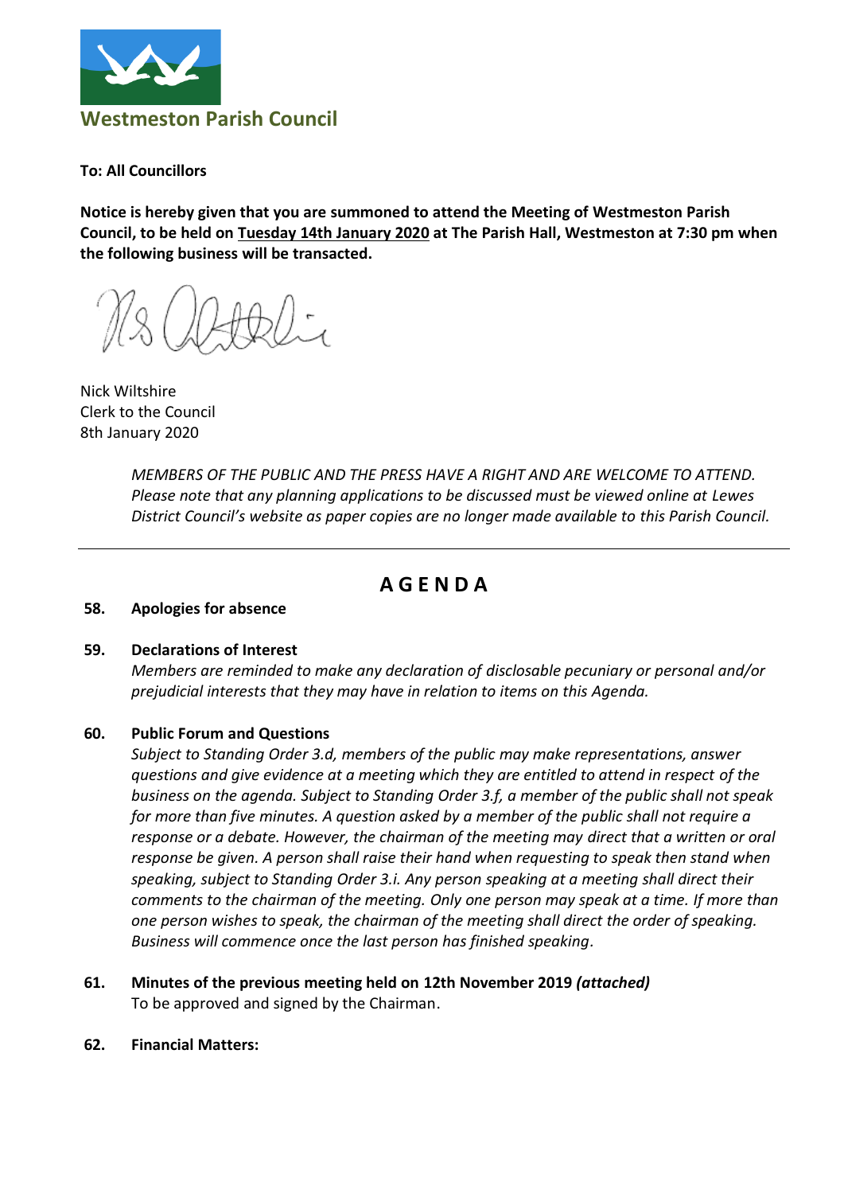**Westmeston Parish Council**

**To: All Councillors**

**Notice is hereby given that you are summoned to attend the Meeting of Westmeston Parish Council, to be held on Tuesday 14th January 2020 at The Parish Hall, Westmeston at 7:30 pm when the following business will be transacted.**

Nick Wiltshire
Clerk to the Council
8th January 2020

*MEMBERS OF THE PUBLIC AND THE PRESS HAVE A RIGHT AND ARE WELCOME TO ATTEND. Please note that any planning applications to be discussed must be viewed online at Lewes District Council's website as paper copies are no longer made available to this Parish Council.*

---

# A G E N D A

**58. Apologies for absence**

**59. Declarations of Interest**
*Members are reminded to make any declaration of disclosable pecuniary or personal and/or prejudicial interests that they may have in relation to items on this Agenda.*

**60. Public Forum and Questions**
*Subject to Standing Order 3.d, members of the public may make representations, answer questions and give evidence at a meeting which they are entitled to attend in respect of the business on the agenda. Subject to Standing Order 3.f, a member of the public shall not speak for more than five minutes. A question asked by a member of the public shall not require a response or a debate. However, the chairman of the meeting may direct that a written or oral response be given. A person shall raise their hand when requesting to speak then stand when speaking, subject to Standing Order 3.i. Any person speaking at a meeting shall direct their comments to the chairman of the meeting. Only one person may speak at a time. If more than one person wishes to speak, the chairman of the meeting shall direct the order of speaking. Business will commence once the last person has finished speaking.*

**61. Minutes of the previous meeting held on 12th November 2019 *(attached)***
To be approved and signed by the Chairman.

**62. Financial Matters:**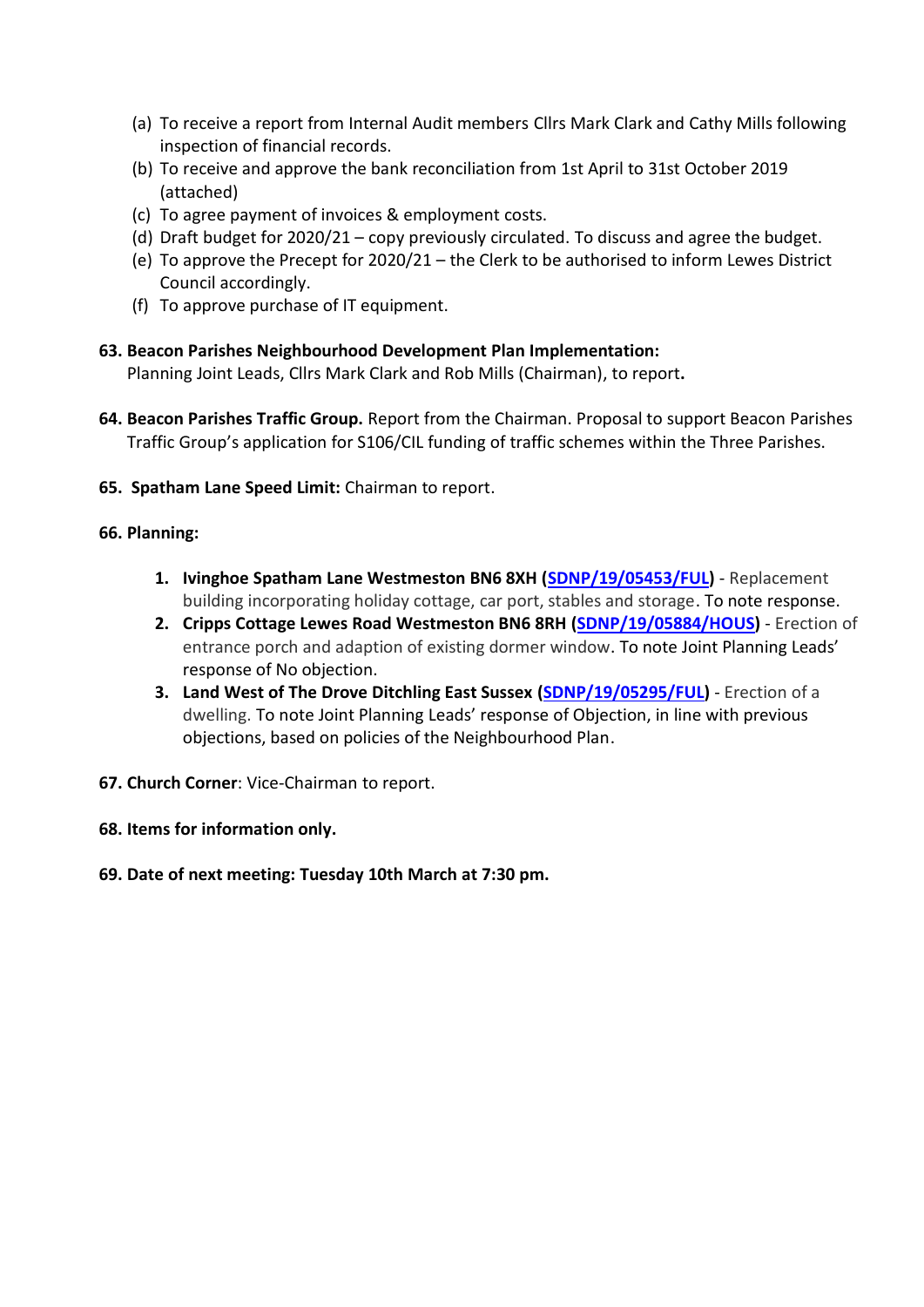(a) To receive a report from Internal Audit members Cllrs Mark Clark and Cathy Mills following inspection of financial records.
(b) To receive and approve the bank reconciliation from 1st April to 31st October 2019 (attached)
(c) To agree payment of invoices & employment costs.
(d) Draft budget for 2020/21 – copy previously circulated. To discuss and agree the budget.
(e) To approve the Precept for 2020/21 – the Clerk to be authorised to inform Lewes District Council accordingly.
(f) To approve purchase of IT equipment.

**63. Beacon Parishes Neighbourhood Development Plan Implementation:**
Planning Joint Leads, Cllrs Mark Clark and Rob Mills (Chairman), to report**.**

**64. Beacon Parishes Traffic Group.** Report from the Chairman. Proposal to support Beacon Parishes Traffic Group's application for S106/CIL funding of traffic schemes within the Three Parishes.

**65. Spatham Lane Speed Limit:** Chairman to report.

**66. Planning:**

1. **Ivinghoe Spatham Lane Westmeston BN6 8XH (SDNP/19/05453/FUL)** - Replacement building incorporating holiday cottage, car port, stables and storage. To note response.
2. **Cripps Cottage Lewes Road Westmeston BN6 8RH (SDNP/19/05884/HOUS)** - Erection of entrance porch and adaption of existing dormer window. To note Joint Planning Leads' response of No objection.
3. **Land West of The Drove Ditchling East Sussex (SDNP/19/05295/FUL)** - Erection of a dwelling. To note Joint Planning Leads' response of Objection, in line with previous objections, based on policies of the Neighbourhood Plan.

**67. Church Corner**: Vice-Chairman to report.

**68. Items for information only.**

**69. Date of next meeting: Tuesday 10th March at 7:30 pm.**